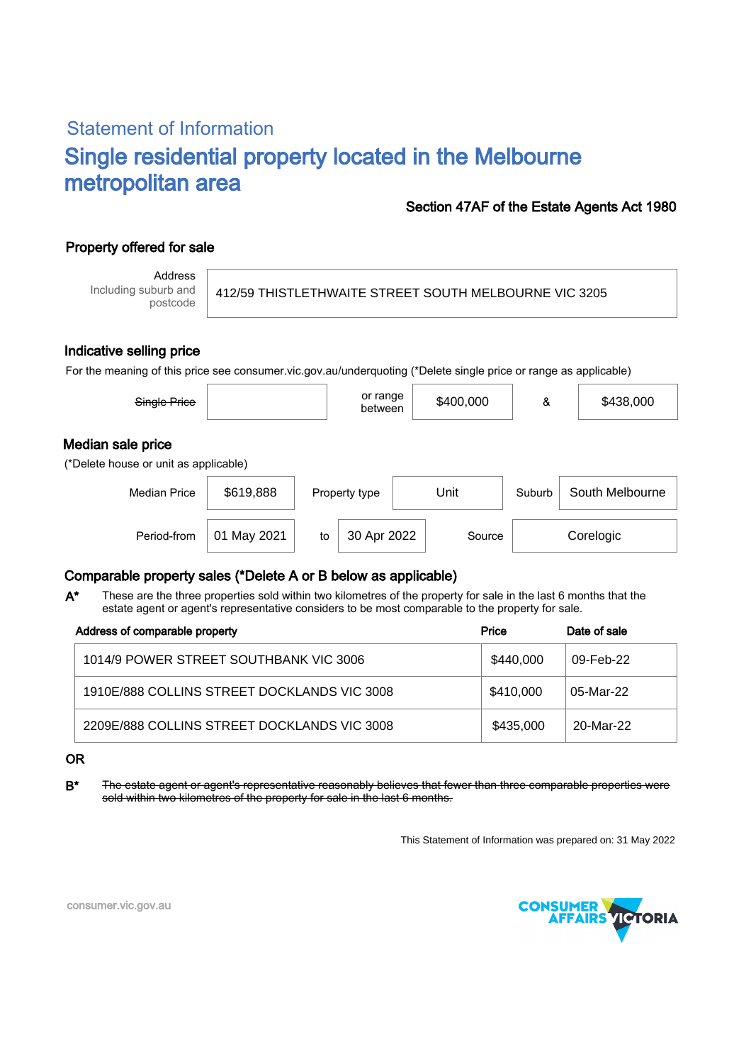## Statement of Information

# Single residential property located in the Melbourne metropolitan area

**Section 47AF of the Estate Agents Act 1980**

### Property offered for sale

| Address Including suburb and postcode | 412/59 THISTLETHWAITE STREET SOUTH MELBOURNE VIC 3205 |
| --- | --- |

### Indicative selling price

For the meaning of this price see consumer.vic.gov.au/underquoting (*Delete single price or range as applicable)

| ~~Single Price~~ | | or range between | $400,000 | & | $438,000 |
| --- | --- | --- | --- | --- | --- |

### Median sale price

(*Delete house or unit as applicable)

| Median Price | $619,888 | Property type | Unit | Suburb | South Melbourne |
| --- | --- | --- | --- | --- | --- |
| Period-from | 01 May 2021 | to | 30 Apr 2022 | Source | Corelogic |

### Comparable property sales (*Delete A or B below as applicable)

**A*** These are the three properties sold within two kilometres of the property for sale in the last 6 months that the estate agent or agent's representative considers to be most comparable to the property for sale.

| Address of comparable property | Price | Date of sale |
| --- | --- | --- |
| 1014/9 POWER STREET SOUTHBANK VIC 3006 | $440,000 | 09-Feb-22 |
| 1910E/888 COLLINS STREET DOCKLANDS VIC 3008 | $410,000 | 05-Mar-22 |
| 2209E/888 COLLINS STREET DOCKLANDS VIC 3008 | $435,000 | 20-Mar-22 |

**OR**

**B*** ~~The estate agent or agent's representative reasonably believes that fewer than three comparable properties were sold within two kilometres of the property for sale in the last 6 months.~~

This Statement of Information was prepared on: 31 May 2022

consumer.vic.gov.au

CONSUMER AFFAIRS VICTORIA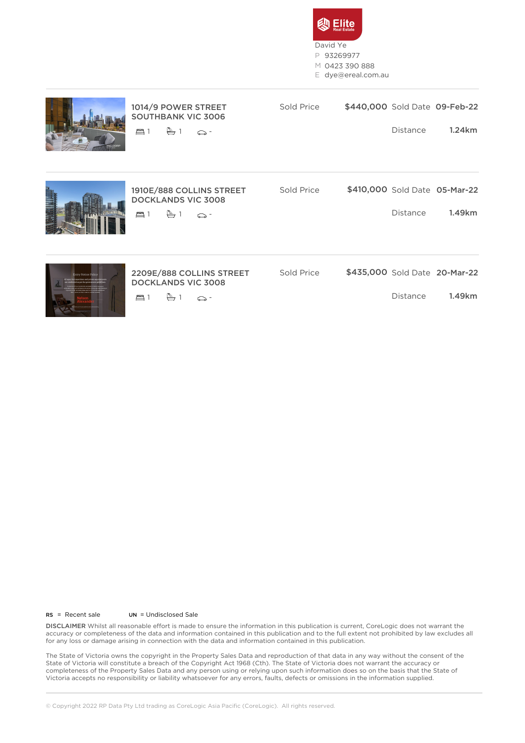David Ye
P 93269977
M 0423 390 888
E dye@ereal.com.au

| | | | | | |
|---|---|---|---|---|---|
| 1014/9 POWER STREET SOUTHBANK VIC 3006<br>1 1 - | Sold Price | $440,000 | Sold Date | 09-Feb-22 |
| | | | Distance | 1.24km |
| 1910E/888 COLLINS STREET DOCKLANDS VIC 3008<br>1 1 - | Sold Price | $410,000 | Sold Date | 05-Mar-22 |
| | | | Distance | 1.49km |
| 2209E/888 COLLINS STREET DOCKLANDS VIC 3008<br>1 1 - | Sold Price | $435,000 | Sold Date | 20-Mar-22 |
| | | | Distance | 1.49km |

**RS** = Recent sale **UN** = Undisclosed Sale

**DISCLAIMER** Whilst all reasonable effort is made to ensure the information in this publication is current, CoreLogic does not warrant the accuracy or completeness of the data and information contained in this publication and to the full extent not prohibited by law excludes all for any loss or damage arising in connection with the data and information contained in this publication.

The State of Victoria owns the copyright in the Property Sales Data and reproduction of that data in any way without the consent of the State of Victoria will constitute a breach of the Copyright Act 1968 (Cth). The State of Victoria does not warrant the accuracy or completeness of the Property Sales Data and any person using or relying upon such information does so on the basis that the State of Victoria accepts no responsibility or liability whatsoever for any errors, faults, defects or omissions in the information supplied.

© Copyright 2022 RP Data Pty Ltd trading as CoreLogic Asia Pacific (CoreLogic). All rights reserved.